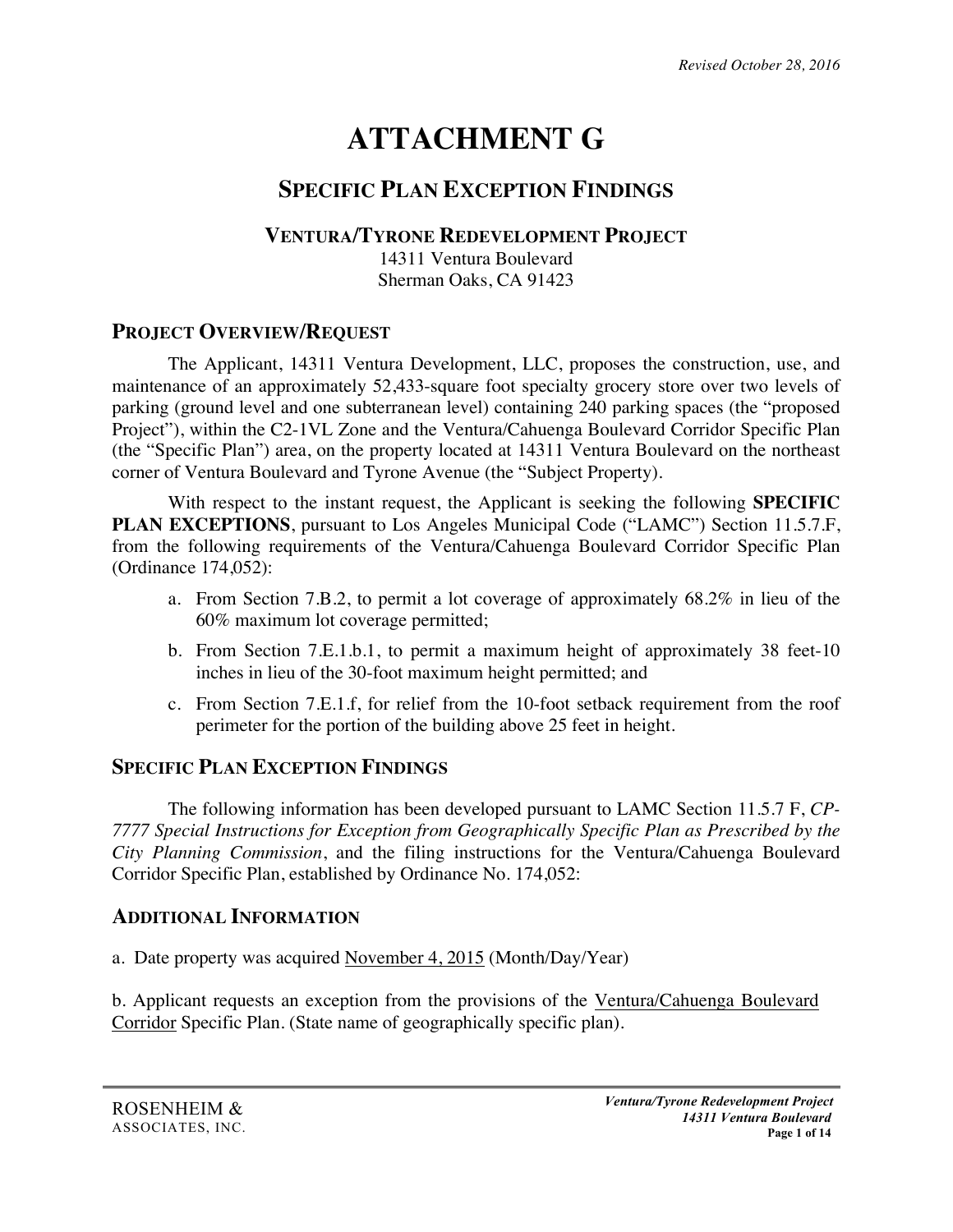*Revised October 28, 2016*

# ATTACHMENT G

## SPECIFIC PLAN EXCEPTION FINDINGS

### VENTURA/TYRONE REDEVELOPMENT PROJECT

14311 Ventura Boulevard
Sherman Oaks, CA 91423

## PROJECT OVERVIEW/REQUEST

The Applicant, 14311 Ventura Development, LLC, proposes the construction, use, and maintenance of an approximately 52,433-square foot specialty grocery store over two levels of parking (ground level and one subterranean level) containing 240 parking spaces (the "proposed Project"), within the C2-1VL Zone and the Ventura/Cahuenga Boulevard Corridor Specific Plan (the "Specific Plan") area, on the property located at 14311 Ventura Boulevard on the northeast corner of Ventura Boulevard and Tyrone Avenue (the "Subject Property).

With respect to the instant request, the Applicant is seeking the following **SPECIFIC PLAN EXCEPTIONS**, pursuant to Los Angeles Municipal Code ("LAMC") Section 11.5.7.F, from the following requirements of the Ventura/Cahuenga Boulevard Corridor Specific Plan (Ordinance 174,052):

a. From Section 7.B.2, to permit a lot coverage of approximately 68.2% in lieu of the 60% maximum lot coverage permitted;

b. From Section 7.E.1.b.1, to permit a maximum height of approximately 38 feet-10 inches in lieu of the 30-foot maximum height permitted; and

c. From Section 7.E.1.f, for relief from the 10-foot setback requirement from the roof perimeter for the portion of the building above 25 feet in height.

## SPECIFIC PLAN EXCEPTION FINDINGS

The following information has been developed pursuant to LAMC Section 11.5.7 F, *CP-7777 Special Instructions for Exception from Geographically Specific Plan as Prescribed by the City Planning Commission*, and the filing instructions for the Ventura/Cahuenga Boulevard Corridor Specific Plan, established by Ordinance No. 174,052:

## ADDITIONAL INFORMATION

a. Date property was acquired November 4, 2015 (Month/Day/Year)

b. Applicant requests an exception from the provisions of the Ventura/Cahuenga Boulevard Corridor Specific Plan. (State name of geographically specific plan).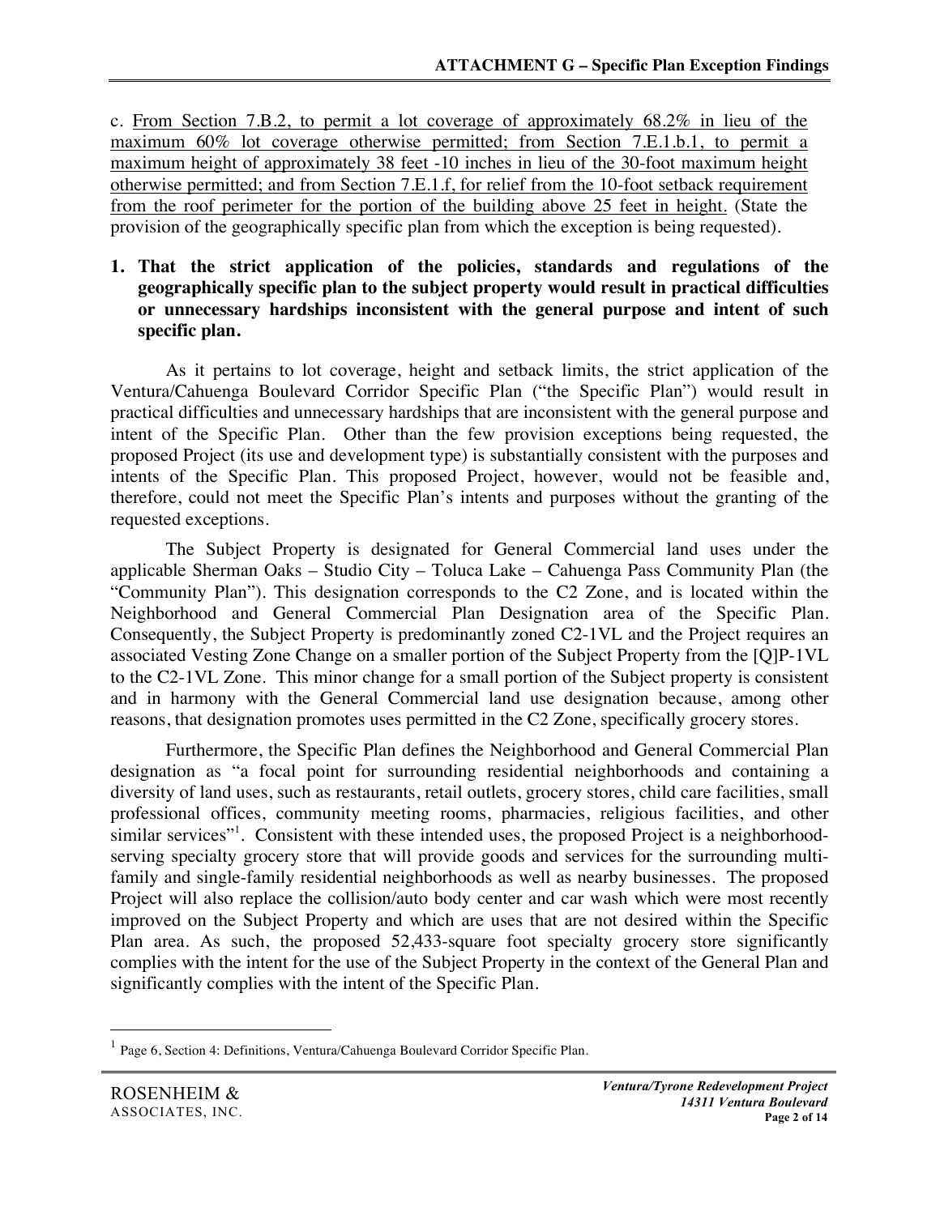c. From Section 7.B.2, to permit a lot coverage of approximately 68.2% in lieu of the maximum 60% lot coverage otherwise permitted; from Section 7.E.1.b.1, to permit a maximum height of approximately 38 feet -10 inches in lieu of the 30-foot maximum height otherwise permitted; and from Section 7.E.1.f, for relief from the 10-foot setback requirement from the roof perimeter for the portion of the building above 25 feet in height. (State the provision of the geographically specific plan from which the exception is being requested).

**1. That the strict application of the policies, standards and regulations of the geographically specific plan to the subject property would result in practical difficulties or unnecessary hardships inconsistent with the general purpose and intent of such specific plan.**

As it pertains to lot coverage, height and setback limits, the strict application of the Ventura/Cahuenga Boulevard Corridor Specific Plan ("the Specific Plan") would result in practical difficulties and unnecessary hardships that are inconsistent with the general purpose and intent of the Specific Plan. Other than the few provision exceptions being requested, the proposed Project (its use and development type) is substantially consistent with the purposes and intents of the Specific Plan. This proposed Project, however, would not be feasible and, therefore, could not meet the Specific Plan's intents and purposes without the granting of the requested exceptions.

The Subject Property is designated for General Commercial land uses under the applicable Sherman Oaks – Studio City – Toluca Lake – Cahuenga Pass Community Plan (the "Community Plan"). This designation corresponds to the C2 Zone, and is located within the Neighborhood and General Commercial Plan Designation area of the Specific Plan. Consequently, the Subject Property is predominantly zoned C2-1VL and the Project requires an associated Vesting Zone Change on a smaller portion of the Subject Property from the [Q]P-1VL to the C2-1VL Zone. This minor change for a small portion of the Subject property is consistent and in harmony with the General Commercial land use designation because, among other reasons, that designation promotes uses permitted in the C2 Zone, specifically grocery stores.

Furthermore, the Specific Plan defines the Neighborhood and General Commercial Plan designation as "a focal point for surrounding residential neighborhoods and containing a diversity of land uses, such as restaurants, retail outlets, grocery stores, child care facilities, small professional offices, community meeting rooms, pharmacies, religious facilities, and other similar services"[1]. Consistent with these intended uses, the proposed Project is a neighborhood-serving specialty grocery store that will provide goods and services for the surrounding multi-family and single-family residential neighborhoods as well as nearby businesses. The proposed Project will also replace the collision/auto body center and car wash which were most recently improved on the Subject Property and which are uses that are not desired within the Specific Plan area. As such, the proposed 52,433-square foot specialty grocery store significantly complies with the intent for the use of the Subject Property in the context of the General Plan and significantly complies with the intent of the Specific Plan.

---

[1] Page 6, Section 4: Definitions, Ventura/Cahuenga Boulevard Corridor Specific Plan.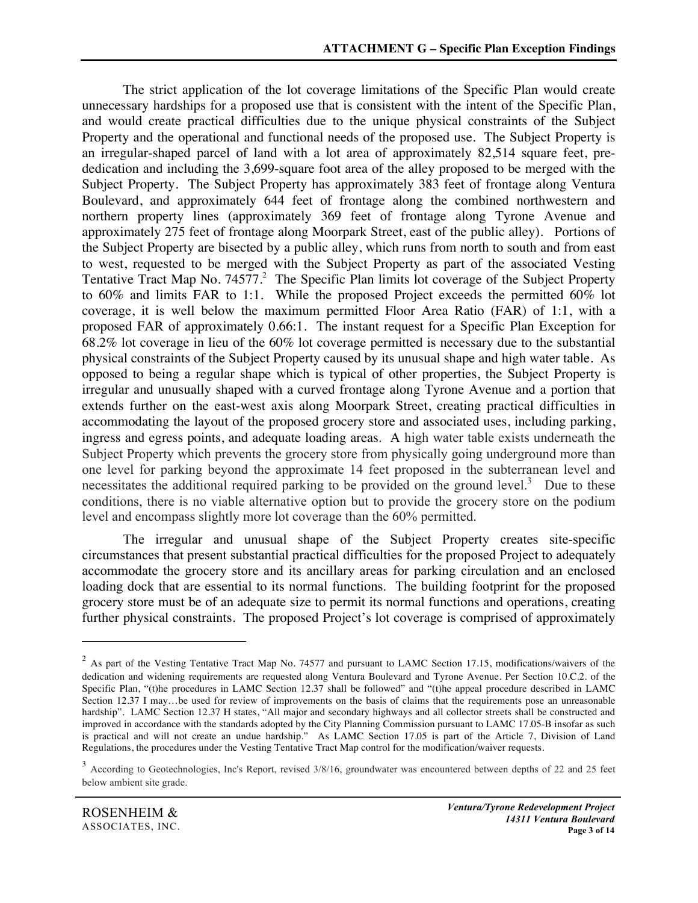The strict application of the lot coverage limitations of the Specific Plan would create unnecessary hardships for a proposed use that is consistent with the intent of the Specific Plan, and would create practical difficulties due to the unique physical constraints of the Subject Property and the operational and functional needs of the proposed use. The Subject Property is an irregular-shaped parcel of land with a lot area of approximately 82,514 square feet, pre-dedication and including the 3,699-square foot area of the alley proposed to be merged with the Subject Property. The Subject Property has approximately 383 feet of frontage along Ventura Boulevard, and approximately 644 feet of frontage along the combined northwestern and northern property lines (approximately 369 feet of frontage along Tyrone Avenue and approximately 275 feet of frontage along Moorpark Street, east of the public alley). Portions of the Subject Property are bisected by a public alley, which runs from north to south and from east to west, requested to be merged with the Subject Property as part of the associated Vesting Tentative Tract Map No. 74577.[2] The Specific Plan limits lot coverage of the Subject Property to 60% and limits FAR to 1:1. While the proposed Project exceeds the permitted 60% lot coverage, it is well below the maximum permitted Floor Area Ratio (FAR) of 1:1, with a proposed FAR of approximately 0.66:1. The instant request for a Specific Plan Exception for 68.2% lot coverage in lieu of the 60% lot coverage permitted is necessary due to the substantial physical constraints of the Subject Property caused by its unusual shape and high water table. As opposed to being a regular shape which is typical of other properties, the Subject Property is irregular and unusually shaped with a curved frontage along Tyrone Avenue and a portion that extends further on the east-west axis along Moorpark Street, creating practical difficulties in accommodating the layout of the proposed grocery store and associated uses, including parking, ingress and egress points, and adequate loading areas. A high water table exists underneath the Subject Property which prevents the grocery store from physically going underground more than one level for parking beyond the approximate 14 feet proposed in the subterranean level and necessitates the additional required parking to be provided on the ground level.[3] Due to these conditions, there is no viable alternative option but to provide the grocery store on the podium level and encompass slightly more lot coverage than the 60% permitted.

The irregular and unusual shape of the Subject Property creates site-specific circumstances that present substantial practical difficulties for the proposed Project to adequately accommodate the grocery store and its ancillary areas for parking circulation and an enclosed loading dock that are essential to its normal functions. The building footprint for the proposed grocery store must be of an adequate size to permit its normal functions and operations, creating further physical constraints. The proposed Project's lot coverage is comprised of approximately

---

[2] As part of the Vesting Tentative Tract Map No. 74577 and pursuant to LAMC Section 17.15, modifications/waivers of the dedication and widening requirements are requested along Ventura Boulevard and Tyrone Avenue. Per Section 10.C.2. of the Specific Plan, "(t)he procedures in LAMC Section 12.37 shall be followed" and "(t)he appeal procedure described in LAMC Section 12.37 I may…be used for review of improvements on the basis of claims that the requirements pose an unreasonable hardship". LAMC Section 12.37 H states, "All major and secondary highways and all collector streets shall be constructed and improved in accordance with the standards adopted by the City Planning Commission pursuant to LAMC 17.05-B insofar as such is practical and will not create an undue hardship." As LAMC Section 17.05 is part of the Article 7, Division of Land Regulations, the procedures under the Vesting Tentative Tract Map control for the modification/waiver requests.

[3] According to Geotechnologies, Inc's Report, revised 3/8/16, groundwater was encountered between depths of 22 and 25 feet below ambient site grade.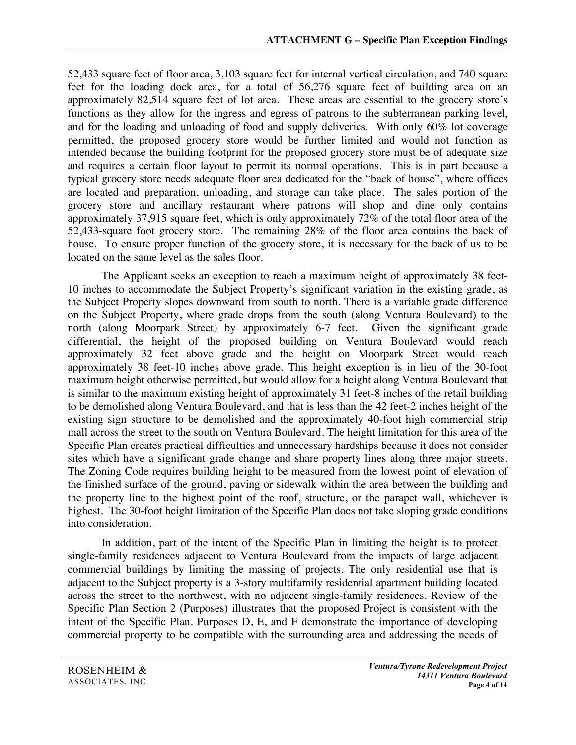52,433 square feet of floor area, 3,103 square feet for internal vertical circulation, and 740 square feet for the loading dock area, for a total of 56,276 square feet of building area on an approximately 82,514 square feet of lot area. These areas are essential to the grocery store's functions as they allow for the ingress and egress of patrons to the subterranean parking level, and for the loading and unloading of food and supply deliveries. With only 60% lot coverage permitted, the proposed grocery store would be further limited and would not function as intended because the building footprint for the proposed grocery store must be of adequate size and requires a certain floor layout to permit its normal operations. This is in part because a typical grocery store needs adequate floor area dedicated for the "back of house", where offices are located and preparation, unloading, and storage can take place. The sales portion of the grocery store and ancillary restaurant where patrons will shop and dine only contains approximately 37,915 square feet, which is only approximately 72% of the total floor area of the 52,433-square foot grocery store. The remaining 28% of the floor area contains the back of house. To ensure proper function of the grocery store, it is necessary for the back of us to be located on the same level as the sales floor.

The Applicant seeks an exception to reach a maximum height of approximately 38 feet-10 inches to accommodate the Subject Property's significant variation in the existing grade, as the Subject Property slopes downward from south to north. There is a variable grade difference on the Subject Property, where grade drops from the south (along Ventura Boulevard) to the north (along Moorpark Street) by approximately 6-7 feet. Given the significant grade differential, the height of the proposed building on Ventura Boulevard would reach approximately 32 feet above grade and the height on Moorpark Street would reach approximately 38 feet-10 inches above grade. This height exception is in lieu of the 30-foot maximum height otherwise permitted, but would allow for a height along Ventura Boulevard that is similar to the maximum existing height of approximately 31 feet-8 inches of the retail building to be demolished along Ventura Boulevard, and that is less than the 42 feet-2 inches height of the existing sign structure to be demolished and the approximately 40-foot high commercial strip mall across the street to the south on Ventura Boulevard. The height limitation for this area of the Specific Plan creates practical difficulties and unnecessary hardships because it does not consider sites which have a significant grade change and share property lines along three major streets. The Zoning Code requires building height to be measured from the lowest point of elevation of the finished surface of the ground, paving or sidewalk within the area between the building and the property line to the highest point of the roof, structure, or the parapet wall, whichever is highest. The 30-foot height limitation of the Specific Plan does not take sloping grade conditions into consideration.

In addition, part of the intent of the Specific Plan in limiting the height is to protect single-family residences adjacent to Ventura Boulevard from the impacts of large adjacent commercial buildings by limiting the massing of projects. The only residential use that is adjacent to the Subject property is a 3-story multifamily residential apartment building located across the street to the northwest, with no adjacent single-family residences. Review of the Specific Plan Section 2 (Purposes) illustrates that the proposed Project is consistent with the intent of the Specific Plan. Purposes D, E, and F demonstrate the importance of developing commercial property to be compatible with the surrounding area and addressing the needs of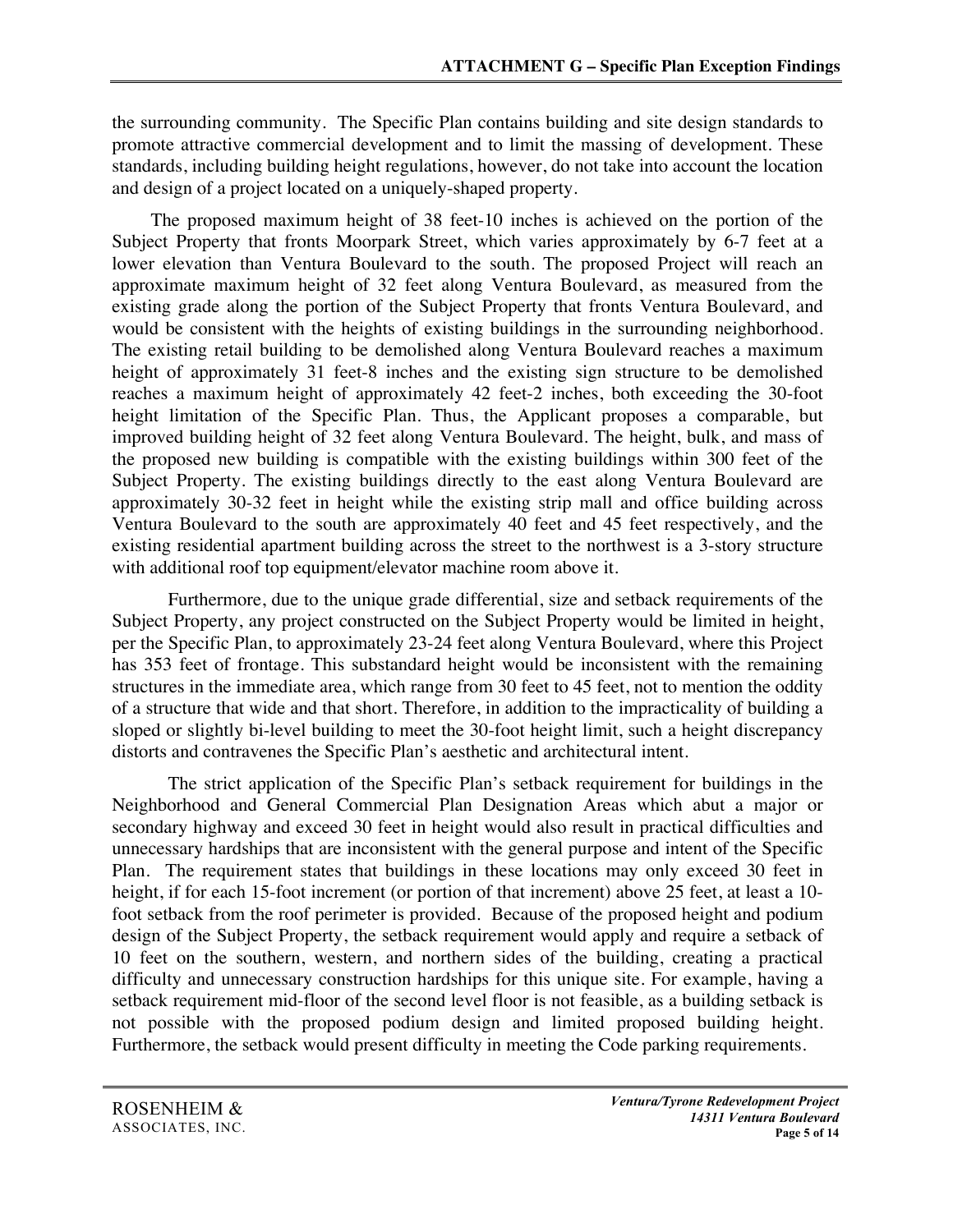the surrounding community. The Specific Plan contains building and site design standards to promote attractive commercial development and to limit the massing of development. These standards, including building height regulations, however, do not take into account the location and design of a project located on a uniquely-shaped property.

The proposed maximum height of 38 feet-10 inches is achieved on the portion of the Subject Property that fronts Moorpark Street, which varies approximately by 6-7 feet at a lower elevation than Ventura Boulevard to the south. The proposed Project will reach an approximate maximum height of 32 feet along Ventura Boulevard, as measured from the existing grade along the portion of the Subject Property that fronts Ventura Boulevard, and would be consistent with the heights of existing buildings in the surrounding neighborhood. The existing retail building to be demolished along Ventura Boulevard reaches a maximum height of approximately 31 feet-8 inches and the existing sign structure to be demolished reaches a maximum height of approximately 42 feet-2 inches, both exceeding the 30-foot height limitation of the Specific Plan. Thus, the Applicant proposes a comparable, but improved building height of 32 feet along Ventura Boulevard. The height, bulk, and mass of the proposed new building is compatible with the existing buildings within 300 feet of the Subject Property. The existing buildings directly to the east along Ventura Boulevard are approximately 30-32 feet in height while the existing strip mall and office building across Ventura Boulevard to the south are approximately 40 feet and 45 feet respectively, and the existing residential apartment building across the street to the northwest is a 3-story structure with additional roof top equipment/elevator machine room above it.

Furthermore, due to the unique grade differential, size and setback requirements of the Subject Property, any project constructed on the Subject Property would be limited in height, per the Specific Plan, to approximately 23-24 feet along Ventura Boulevard, where this Project has 353 feet of frontage. This substandard height would be inconsistent with the remaining structures in the immediate area, which range from 30 feet to 45 feet, not to mention the oddity of a structure that wide and that short. Therefore, in addition to the impracticality of building a sloped or slightly bi-level building to meet the 30-foot height limit, such a height discrepancy distorts and contravenes the Specific Plan's aesthetic and architectural intent.

The strict application of the Specific Plan's setback requirement for buildings in the Neighborhood and General Commercial Plan Designation Areas which abut a major or secondary highway and exceed 30 feet in height would also result in practical difficulties and unnecessary hardships that are inconsistent with the general purpose and intent of the Specific Plan. The requirement states that buildings in these locations may only exceed 30 feet in height, if for each 15-foot increment (or portion of that increment) above 25 feet, at least a 10-foot setback from the roof perimeter is provided. Because of the proposed height and podium design of the Subject Property, the setback requirement would apply and require a setback of 10 feet on the southern, western, and northern sides of the building, creating a practical difficulty and unnecessary construction hardships for this unique site. For example, having a setback requirement mid-floor of the second level floor is not feasible, as a building setback is not possible with the proposed podium design and limited proposed building height. Furthermore, the setback would present difficulty in meeting the Code parking requirements.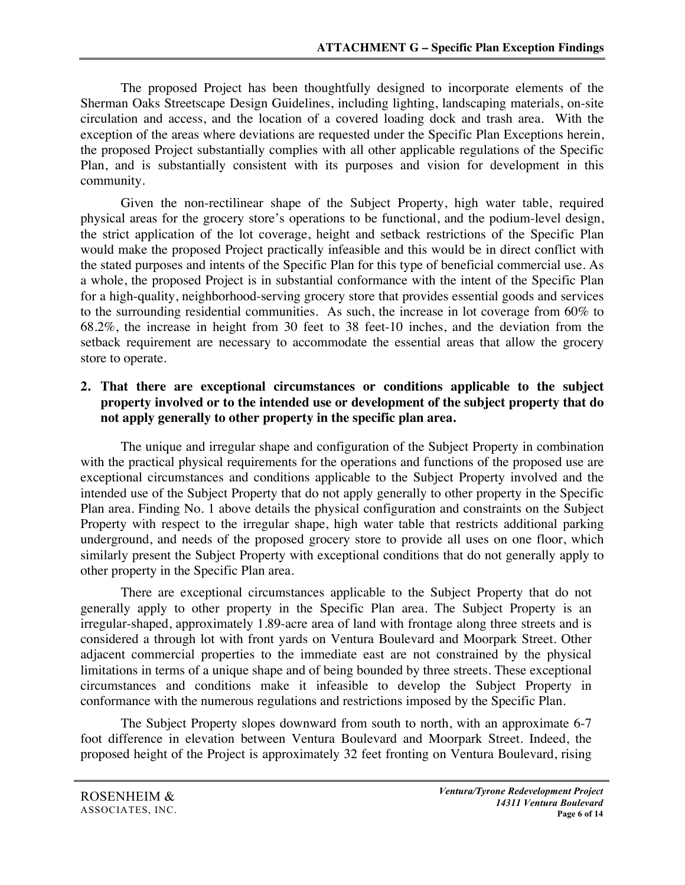The proposed Project has been thoughtfully designed to incorporate elements of the Sherman Oaks Streetscape Design Guidelines, including lighting, landscaping materials, on-site circulation and access, and the location of a covered loading dock and trash area. With the exception of the areas where deviations are requested under the Specific Plan Exceptions herein, the proposed Project substantially complies with all other applicable regulations of the Specific Plan, and is substantially consistent with its purposes and vision for development in this community.

Given the non-rectilinear shape of the Subject Property, high water table, required physical areas for the grocery store's operations to be functional, and the podium-level design, the strict application of the lot coverage, height and setback restrictions of the Specific Plan would make the proposed Project practically infeasible and this would be in direct conflict with the stated purposes and intents of the Specific Plan for this type of beneficial commercial use. As a whole, the proposed Project is in substantial conformance with the intent of the Specific Plan for a high-quality, neighborhood-serving grocery store that provides essential goods and services to the surrounding residential communities. As such, the increase in lot coverage from 60% to 68.2%, the increase in height from 30 feet to 38 feet-10 inches, and the deviation from the setback requirement are necessary to accommodate the essential areas that allow the grocery store to operate.

**2. That there are exceptional circumstances or conditions applicable to the subject property involved or to the intended use or development of the subject property that do not apply generally to other property in the specific plan area.**

The unique and irregular shape and configuration of the Subject Property in combination with the practical physical requirements for the operations and functions of the proposed use are exceptional circumstances and conditions applicable to the Subject Property involved and the intended use of the Subject Property that do not apply generally to other property in the Specific Plan area. Finding No. 1 above details the physical configuration and constraints on the Subject Property with respect to the irregular shape, high water table that restricts additional parking underground, and needs of the proposed grocery store to provide all uses on one floor, which similarly present the Subject Property with exceptional conditions that do not generally apply to other property in the Specific Plan area.

There are exceptional circumstances applicable to the Subject Property that do not generally apply to other property in the Specific Plan area. The Subject Property is an irregular-shaped, approximately 1.89-acre area of land with frontage along three streets and is considered a through lot with front yards on Ventura Boulevard and Moorpark Street. Other adjacent commercial properties to the immediate east are not constrained by the physical limitations in terms of a unique shape and of being bounded by three streets. These exceptional circumstances and conditions make it infeasible to develop the Subject Property in conformance with the numerous regulations and restrictions imposed by the Specific Plan.

The Subject Property slopes downward from south to north, with an approximate 6-7 foot difference in elevation between Ventura Boulevard and Moorpark Street. Indeed, the proposed height of the Project is approximately 32 feet fronting on Ventura Boulevard, rising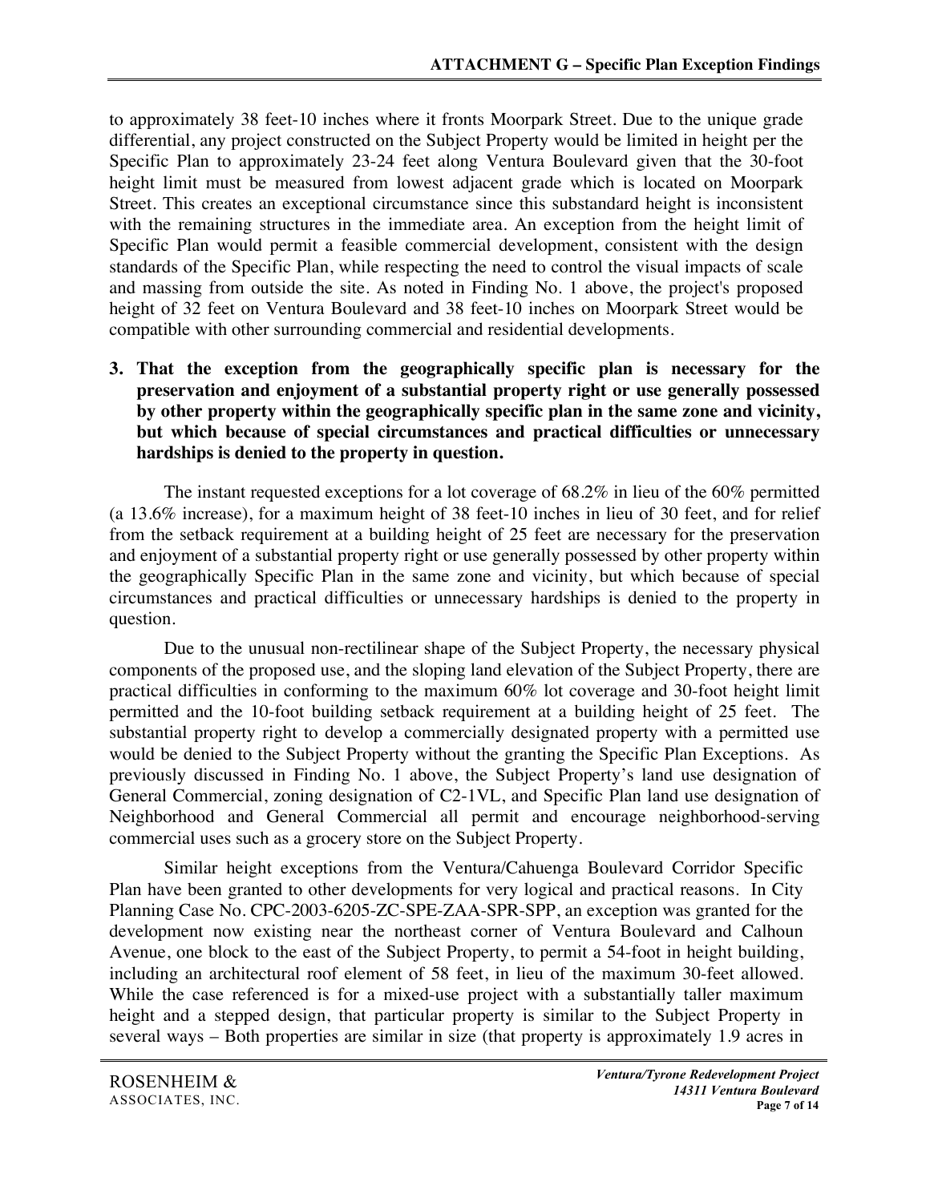to approximately 38 feet-10 inches where it fronts Moorpark Street. Due to the unique grade differential, any project constructed on the Subject Property would be limited in height per the Specific Plan to approximately 23-24 feet along Ventura Boulevard given that the 30-foot height limit must be measured from lowest adjacent grade which is located on Moorpark Street. This creates an exceptional circumstance since this substandard height is inconsistent with the remaining structures in the immediate area. An exception from the height limit of Specific Plan would permit a feasible commercial development, consistent with the design standards of the Specific Plan, while respecting the need to control the visual impacts of scale and massing from outside the site. As noted in Finding No. 1 above, the project's proposed height of 32 feet on Ventura Boulevard and 38 feet-10 inches on Moorpark Street would be compatible with other surrounding commercial and residential developments.

**3. That the exception from the geographically specific plan is necessary for the preservation and enjoyment of a substantial property right or use generally possessed by other property within the geographically specific plan in the same zone and vicinity, but which because of special circumstances and practical difficulties or unnecessary hardships is denied to the property in question.**

The instant requested exceptions for a lot coverage of 68.2% in lieu of the 60% permitted (a 13.6% increase), for a maximum height of 38 feet-10 inches in lieu of 30 feet, and for relief from the setback requirement at a building height of 25 feet are necessary for the preservation and enjoyment of a substantial property right or use generally possessed by other property within the geographically Specific Plan in the same zone and vicinity, but which because of special circumstances and practical difficulties or unnecessary hardships is denied to the property in question.

Due to the unusual non-rectilinear shape of the Subject Property, the necessary physical components of the proposed use, and the sloping land elevation of the Subject Property, there are practical difficulties in conforming to the maximum 60% lot coverage and 30-foot height limit permitted and the 10-foot building setback requirement at a building height of 25 feet. The substantial property right to develop a commercially designated property with a permitted use would be denied to the Subject Property without the granting the Specific Plan Exceptions. As previously discussed in Finding No. 1 above, the Subject Property's land use designation of General Commercial, zoning designation of C2-1VL, and Specific Plan land use designation of Neighborhood and General Commercial all permit and encourage neighborhood-serving commercial uses such as a grocery store on the Subject Property.

Similar height exceptions from the Ventura/Cahuenga Boulevard Corridor Specific Plan have been granted to other developments for very logical and practical reasons. In City Planning Case No. CPC-2003-6205-ZC-SPE-ZAA-SPR-SPP, an exception was granted for the development now existing near the northeast corner of Ventura Boulevard and Calhoun Avenue, one block to the east of the Subject Property, to permit a 54-foot in height building, including an architectural roof element of 58 feet, in lieu of the maximum 30-feet allowed. While the case referenced is for a mixed-use project with a substantially taller maximum height and a stepped design, that particular property is similar to the Subject Property in several ways – Both properties are similar in size (that property is approximately 1.9 acres in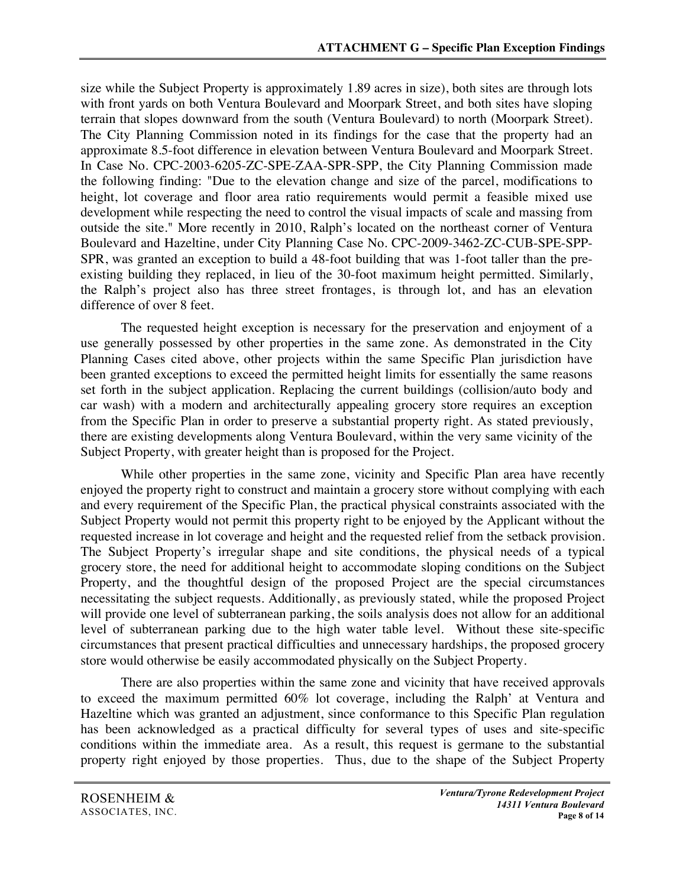size while the Subject Property is approximately 1.89 acres in size), both sites are through lots with front yards on both Ventura Boulevard and Moorpark Street, and both sites have sloping terrain that slopes downward from the south (Ventura Boulevard) to north (Moorpark Street). The City Planning Commission noted in its findings for the case that the property had an approximate 8.5-foot difference in elevation between Ventura Boulevard and Moorpark Street. In Case No. CPC-2003-6205-ZC-SPE-ZAA-SPR-SPP, the City Planning Commission made the following finding: "Due to the elevation change and size of the parcel, modifications to height, lot coverage and floor area ratio requirements would permit a feasible mixed use development while respecting the need to control the visual impacts of scale and massing from outside the site." More recently in 2010, Ralph's located on the northeast corner of Ventura Boulevard and Hazeltine, under City Planning Case No. CPC-2009-3462-ZC-CUB-SPE-SPP-SPR, was granted an exception to build a 48-foot building that was 1-foot taller than the pre-existing building they replaced, in lieu of the 30-foot maximum height permitted. Similarly, the Ralph's project also has three street frontages, is through lot, and has an elevation difference of over 8 feet.

The requested height exception is necessary for the preservation and enjoyment of a use generally possessed by other properties in the same zone. As demonstrated in the City Planning Cases cited above, other projects within the same Specific Plan jurisdiction have been granted exceptions to exceed the permitted height limits for essentially the same reasons set forth in the subject application. Replacing the current buildings (collision/auto body and car wash) with a modern and architecturally appealing grocery store requires an exception from the Specific Plan in order to preserve a substantial property right. As stated previously, there are existing developments along Ventura Boulevard, within the very same vicinity of the Subject Property, with greater height than is proposed for the Project.

While other properties in the same zone, vicinity and Specific Plan area have recently enjoyed the property right to construct and maintain a grocery store without complying with each and every requirement of the Specific Plan, the practical physical constraints associated with the Subject Property would not permit this property right to be enjoyed by the Applicant without the requested increase in lot coverage and height and the requested relief from the setback provision. The Subject Property's irregular shape and site conditions, the physical needs of a typical grocery store, the need for additional height to accommodate sloping conditions on the Subject Property, and the thoughtful design of the proposed Project are the special circumstances necessitating the subject requests. Additionally, as previously stated, while the proposed Project will provide one level of subterranean parking, the soils analysis does not allow for an additional level of subterranean parking due to the high water table level. Without these site-specific circumstances that present practical difficulties and unnecessary hardships, the proposed grocery store would otherwise be easily accommodated physically on the Subject Property.

There are also properties within the same zone and vicinity that have received approvals to exceed the maximum permitted 60% lot coverage, including the Ralph' at Ventura and Hazeltine which was granted an adjustment, since conformance to this Specific Plan regulation has been acknowledged as a practical difficulty for several types of uses and site-specific conditions within the immediate area. As a result, this request is germane to the substantial property right enjoyed by those properties. Thus, due to the shape of the Subject Property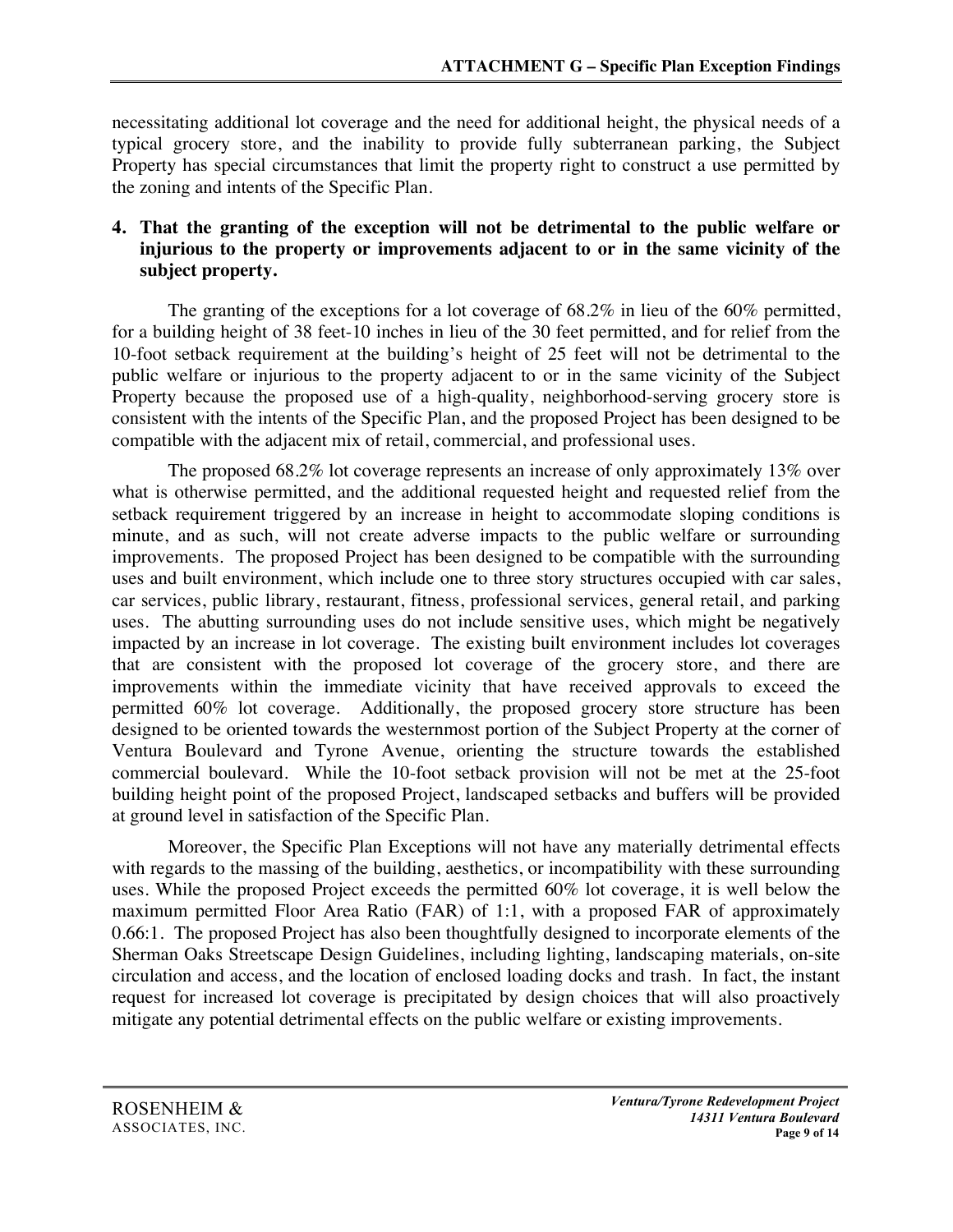necessitating additional lot coverage and the need for additional height, the physical needs of a typical grocery store, and the inability to provide fully subterranean parking, the Subject Property has special circumstances that limit the property right to construct a use permitted by the zoning and intents of the Specific Plan.

**4. That the granting of the exception will not be detrimental to the public welfare or injurious to the property or improvements adjacent to or in the same vicinity of the subject property.**

The granting of the exceptions for a lot coverage of 68.2% in lieu of the 60% permitted, for a building height of 38 feet-10 inches in lieu of the 30 feet permitted, and for relief from the 10-foot setback requirement at the building's height of 25 feet will not be detrimental to the public welfare or injurious to the property adjacent to or in the same vicinity of the Subject Property because the proposed use of a high-quality, neighborhood-serving grocery store is consistent with the intents of the Specific Plan, and the proposed Project has been designed to be compatible with the adjacent mix of retail, commercial, and professional uses.

The proposed 68.2% lot coverage represents an increase of only approximately 13% over what is otherwise permitted, and the additional requested height and requested relief from the setback requirement triggered by an increase in height to accommodate sloping conditions is minute, and as such, will not create adverse impacts to the public welfare or surrounding improvements. The proposed Project has been designed to be compatible with the surrounding uses and built environment, which include one to three story structures occupied with car sales, car services, public library, restaurant, fitness, professional services, general retail, and parking uses. The abutting surrounding uses do not include sensitive uses, which might be negatively impacted by an increase in lot coverage. The existing built environment includes lot coverages that are consistent with the proposed lot coverage of the grocery store, and there are improvements within the immediate vicinity that have received approvals to exceed the permitted 60% lot coverage. Additionally, the proposed grocery store structure has been designed to be oriented towards the westernmost portion of the Subject Property at the corner of Ventura Boulevard and Tyrone Avenue, orienting the structure towards the established commercial boulevard. While the 10-foot setback provision will not be met at the 25-foot building height point of the proposed Project, landscaped setbacks and buffers will be provided at ground level in satisfaction of the Specific Plan.

Moreover, the Specific Plan Exceptions will not have any materially detrimental effects with regards to the massing of the building, aesthetics, or incompatibility with these surrounding uses. While the proposed Project exceeds the permitted 60% lot coverage, it is well below the maximum permitted Floor Area Ratio (FAR) of 1:1, with a proposed FAR of approximately 0.66:1. The proposed Project has also been thoughtfully designed to incorporate elements of the Sherman Oaks Streetscape Design Guidelines, including lighting, landscaping materials, on-site circulation and access, and the location of enclosed loading docks and trash. In fact, the instant request for increased lot coverage is precipitated by design choices that will also proactively mitigate any potential detrimental effects on the public welfare or existing improvements.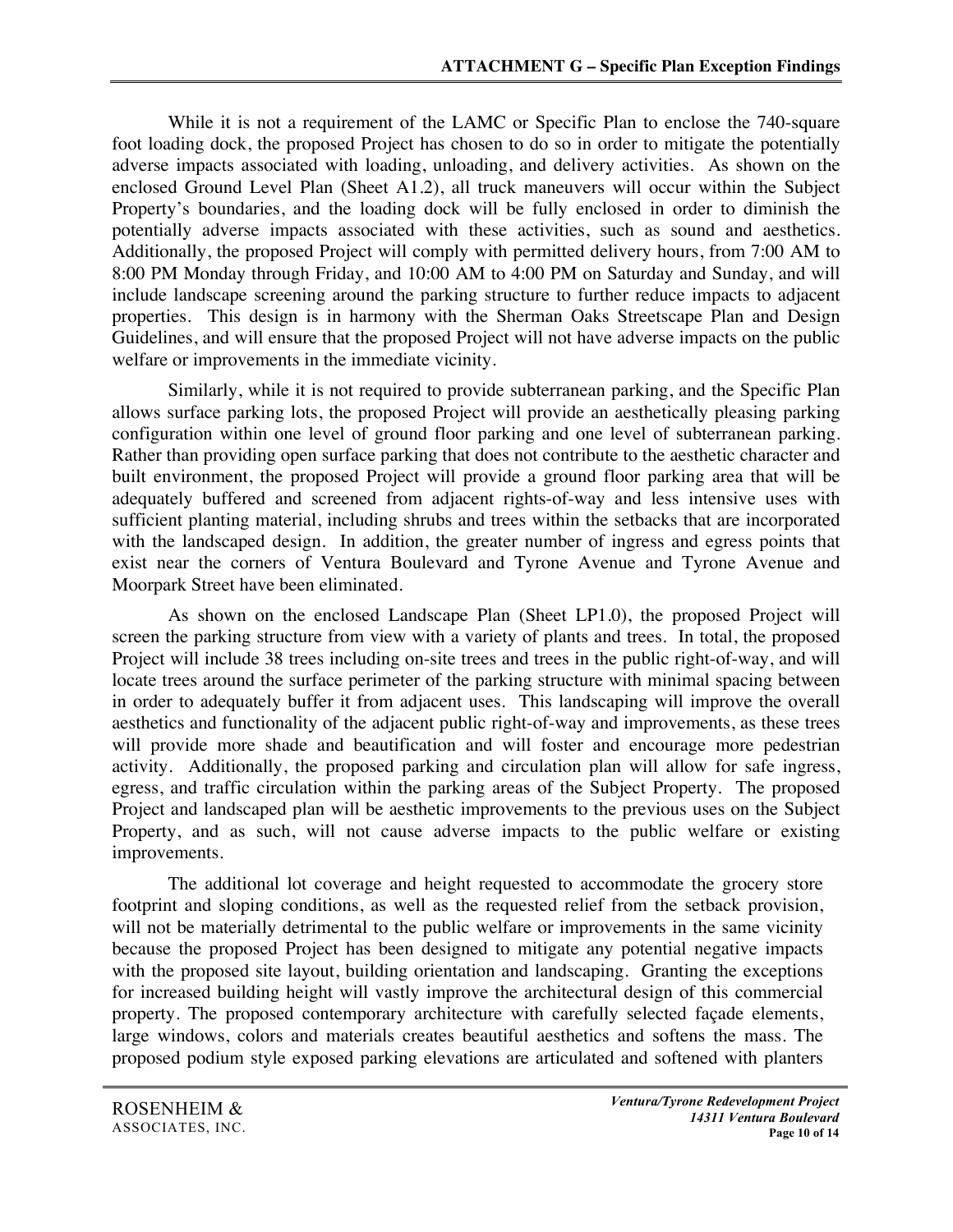While it is not a requirement of the LAMC or Specific Plan to enclose the 740-square foot loading dock, the proposed Project has chosen to do so in order to mitigate the potentially adverse impacts associated with loading, unloading, and delivery activities. As shown on the enclosed Ground Level Plan (Sheet A1.2), all truck maneuvers will occur within the Subject Property's boundaries, and the loading dock will be fully enclosed in order to diminish the potentially adverse impacts associated with these activities, such as sound and aesthetics. Additionally, the proposed Project will comply with permitted delivery hours, from 7:00 AM to 8:00 PM Monday through Friday, and 10:00 AM to 4:00 PM on Saturday and Sunday, and will include landscape screening around the parking structure to further reduce impacts to adjacent properties. This design is in harmony with the Sherman Oaks Streetscape Plan and Design Guidelines, and will ensure that the proposed Project will not have adverse impacts on the public welfare or improvements in the immediate vicinity.

Similarly, while it is not required to provide subterranean parking, and the Specific Plan allows surface parking lots, the proposed Project will provide an aesthetically pleasing parking configuration within one level of ground floor parking and one level of subterranean parking. Rather than providing open surface parking that does not contribute to the aesthetic character and built environment, the proposed Project will provide a ground floor parking area that will be adequately buffered and screened from adjacent rights-of-way and less intensive uses with sufficient planting material, including shrubs and trees within the setbacks that are incorporated with the landscaped design. In addition, the greater number of ingress and egress points that exist near the corners of Ventura Boulevard and Tyrone Avenue and Tyrone Avenue and Moorpark Street have been eliminated.

As shown on the enclosed Landscape Plan (Sheet LP1.0), the proposed Project will screen the parking structure from view with a variety of plants and trees. In total, the proposed Project will include 38 trees including on-site trees and trees in the public right-of-way, and will locate trees around the surface perimeter of the parking structure with minimal spacing between in order to adequately buffer it from adjacent uses. This landscaping will improve the overall aesthetics and functionality of the adjacent public right-of-way and improvements, as these trees will provide more shade and beautification and will foster and encourage more pedestrian activity. Additionally, the proposed parking and circulation plan will allow for safe ingress, egress, and traffic circulation within the parking areas of the Subject Property. The proposed Project and landscaped plan will be aesthetic improvements to the previous uses on the Subject Property, and as such, will not cause adverse impacts to the public welfare or existing improvements.

The additional lot coverage and height requested to accommodate the grocery store footprint and sloping conditions, as well as the requested relief from the setback provision, will not be materially detrimental to the public welfare or improvements in the same vicinity because the proposed Project has been designed to mitigate any potential negative impacts with the proposed site layout, building orientation and landscaping. Granting the exceptions for increased building height will vastly improve the architectural design of this commercial property. The proposed contemporary architecture with carefully selected façade elements, large windows, colors and materials creates beautiful aesthetics and softens the mass. The proposed podium style exposed parking elevations are articulated and softened with planters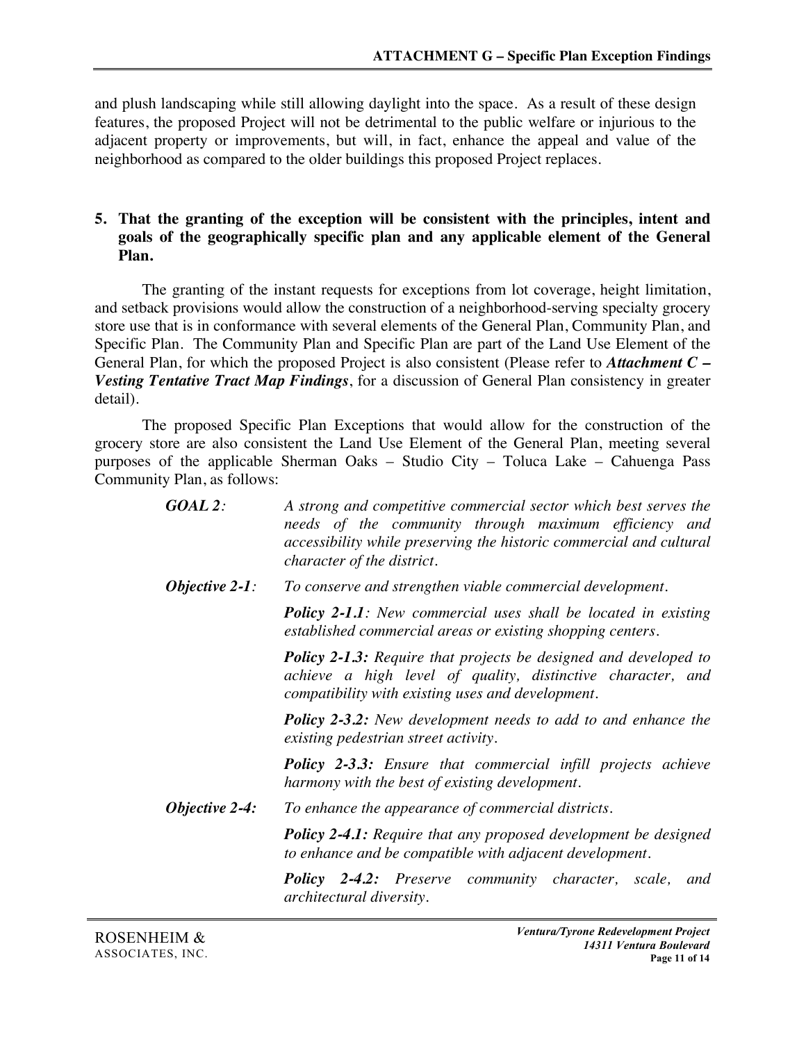and plush landscaping while still allowing daylight into the space. As a result of these design features, the proposed Project will not be detrimental to the public welfare or injurious to the adjacent property or improvements, but will, in fact, enhance the appeal and value of the neighborhood as compared to the older buildings this proposed Project replaces.

**5. That the granting of the exception will be consistent with the principles, intent and goals of the geographically specific plan and any applicable element of the General Plan.**

The granting of the instant requests for exceptions from lot coverage, height limitation, and setback provisions would allow the construction of a neighborhood-serving specialty grocery store use that is in conformance with several elements of the General Plan, Community Plan, and Specific Plan. The Community Plan and Specific Plan are part of the Land Use Element of the General Plan, for which the proposed Project is also consistent (Please refer to ***Attachment C – Vesting Tentative Tract Map Findings***, for a discussion of General Plan consistency in greater detail).

The proposed Specific Plan Exceptions that would allow for the construction of the grocery store are also consistent the Land Use Element of the General Plan, meeting several purposes of the applicable Sherman Oaks – Studio City – Toluca Lake – Cahuenga Pass Community Plan, as follows:

***GOAL 2****:* *A strong and competitive commercial sector which best serves the needs of the community through maximum efficiency and accessibility while preserving the historic commercial and cultural character of the district.*

***Objective 2-1****:* *To conserve and strengthen viable commercial development.*

***Policy 2-1.1****: New commercial uses shall be located in existing established commercial areas or existing shopping centers.*

***Policy 2-1.3:*** *Require that projects be designed and developed to achieve a high level of quality, distinctive character, and compatibility with existing uses and development.*

***Policy 2-3.2:*** *New development needs to add to and enhance the existing pedestrian street activity.*

***Policy 2-3.3:*** *Ensure that commercial infill projects achieve harmony with the best of existing development.*

***Objective 2-4:*** *To enhance the appearance of commercial districts.*

***Policy 2-4.1:*** *Require that any proposed development be designed to enhance and be compatible with adjacent development.*

***Policy 2-4.2:*** *Preserve community character, scale, and architectural diversity.*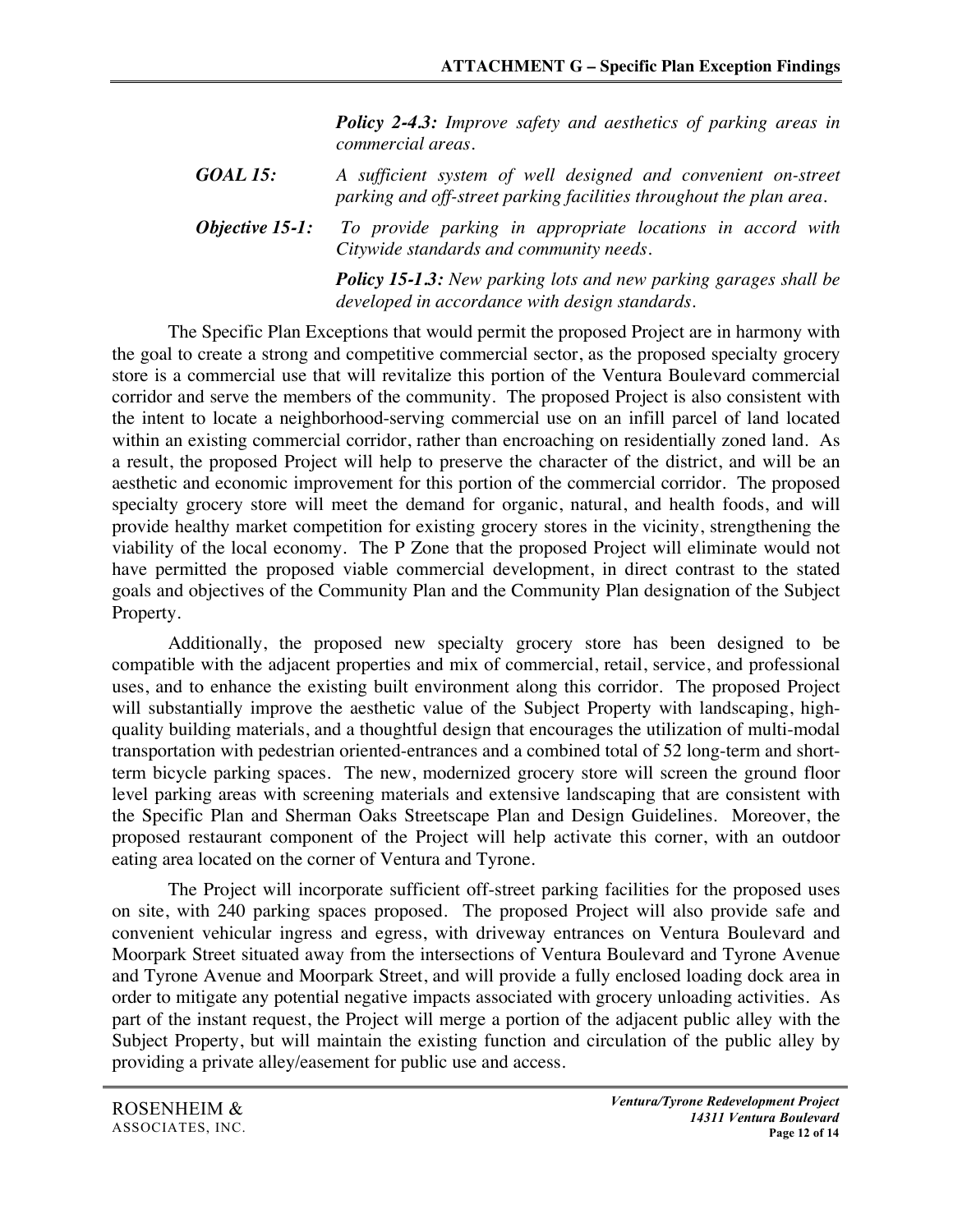***Policy 2-4.3:*** *Improve safety and aesthetics of parking areas in commercial areas.*

***GOAL 15:*** *A sufficient system of well designed and convenient on-street parking and off-street parking facilities throughout the plan area.*

***Objective 15-1:*** *To provide parking in appropriate locations in accord with Citywide standards and community needs.*

***Policy 15-1.3:*** *New parking lots and new parking garages shall be developed in accordance with design standards.*

The Specific Plan Exceptions that would permit the proposed Project are in harmony with the goal to create a strong and competitive commercial sector, as the proposed specialty grocery store is a commercial use that will revitalize this portion of the Ventura Boulevard commercial corridor and serve the members of the community. The proposed Project is also consistent with the intent to locate a neighborhood-serving commercial use on an infill parcel of land located within an existing commercial corridor, rather than encroaching on residentially zoned land. As a result, the proposed Project will help to preserve the character of the district, and will be an aesthetic and economic improvement for this portion of the commercial corridor. The proposed specialty grocery store will meet the demand for organic, natural, and health foods, and will provide healthy market competition for existing grocery stores in the vicinity, strengthening the viability of the local economy. The P Zone that the proposed Project will eliminate would not have permitted the proposed viable commercial development, in direct contrast to the stated goals and objectives of the Community Plan and the Community Plan designation of the Subject Property.

Additionally, the proposed new specialty grocery store has been designed to be compatible with the adjacent properties and mix of commercial, retail, service, and professional uses, and to enhance the existing built environment along this corridor. The proposed Project will substantially improve the aesthetic value of the Subject Property with landscaping, high-quality building materials, and a thoughtful design that encourages the utilization of multi-modal transportation with pedestrian oriented-entrances and a combined total of 52 long-term and short-term bicycle parking spaces. The new, modernized grocery store will screen the ground floor level parking areas with screening materials and extensive landscaping that are consistent with the Specific Plan and Sherman Oaks Streetscape Plan and Design Guidelines. Moreover, the proposed restaurant component of the Project will help activate this corner, with an outdoor eating area located on the corner of Ventura and Tyrone.

The Project will incorporate sufficient off-street parking facilities for the proposed uses on site, with 240 parking spaces proposed. The proposed Project will also provide safe and convenient vehicular ingress and egress, with driveway entrances on Ventura Boulevard and Moorpark Street situated away from the intersections of Ventura Boulevard and Tyrone Avenue and Tyrone Avenue and Moorpark Street, and will provide a fully enclosed loading dock area in order to mitigate any potential negative impacts associated with grocery unloading activities. As part of the instant request, the Project will merge a portion of the adjacent public alley with the Subject Property, but will maintain the existing function and circulation of the public alley by providing a private alley/easement for public use and access.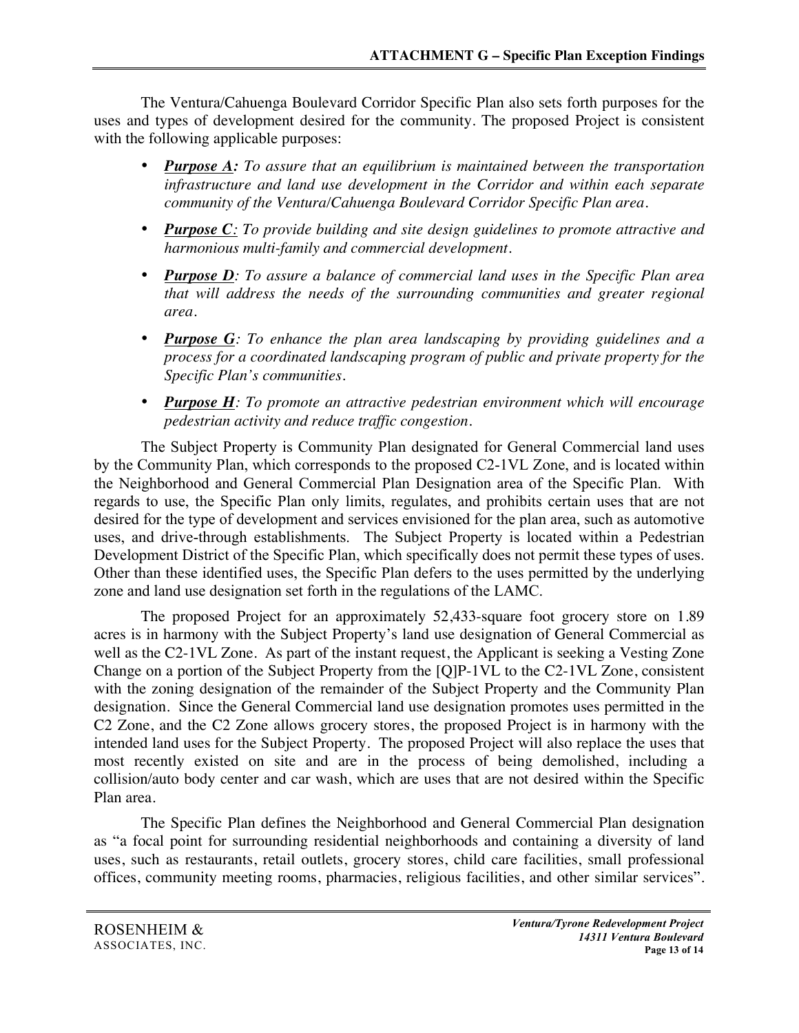The Ventura/Cahuenga Boulevard Corridor Specific Plan also sets forth purposes for the uses and types of development desired for the community. The proposed Project is consistent with the following applicable purposes:

- ***Purpose A:*** *To assure that an equilibrium is maintained between the transportation infrastructure and land use development in the Corridor and within each separate community of the Ventura/Cahuenga Boulevard Corridor Specific Plan area.*
- ***Purpose C****: To provide building and site design guidelines to promote attractive and harmonious multi-family and commercial development.*
- ***Purpose D****: To assure a balance of commercial land uses in the Specific Plan area that will address the needs of the surrounding communities and greater regional area.*
- ***Purpose G****: To enhance the plan area landscaping by providing guidelines and a process for a coordinated landscaping program of public and private property for the Specific Plan's communities.*
- ***Purpose H****: To promote an attractive pedestrian environment which will encourage pedestrian activity and reduce traffic congestion.*

The Subject Property is Community Plan designated for General Commercial land uses by the Community Plan, which corresponds to the proposed C2-1VL Zone, and is located within the Neighborhood and General Commercial Plan Designation area of the Specific Plan. With regards to use, the Specific Plan only limits, regulates, and prohibits certain uses that are not desired for the type of development and services envisioned for the plan area, such as automotive uses, and drive-through establishments. The Subject Property is located within a Pedestrian Development District of the Specific Plan, which specifically does not permit these types of uses. Other than these identified uses, the Specific Plan defers to the uses permitted by the underlying zone and land use designation set forth in the regulations of the LAMC.

The proposed Project for an approximately 52,433-square foot grocery store on 1.89 acres is in harmony with the Subject Property's land use designation of General Commercial as well as the C2-1VL Zone. As part of the instant request, the Applicant is seeking a Vesting Zone Change on a portion of the Subject Property from the [Q]P-1VL to the C2-1VL Zone, consistent with the zoning designation of the remainder of the Subject Property and the Community Plan designation. Since the General Commercial land use designation promotes uses permitted in the C2 Zone, and the C2 Zone allows grocery stores, the proposed Project is in harmony with the intended land uses for the Subject Property. The proposed Project will also replace the uses that most recently existed on site and are in the process of being demolished, including a collision/auto body center and car wash, which are uses that are not desired within the Specific Plan area.

The Specific Plan defines the Neighborhood and General Commercial Plan designation as "a focal point for surrounding residential neighborhoods and containing a diversity of land uses, such as restaurants, retail outlets, grocery stores, child care facilities, small professional offices, community meeting rooms, pharmacies, religious facilities, and other similar services".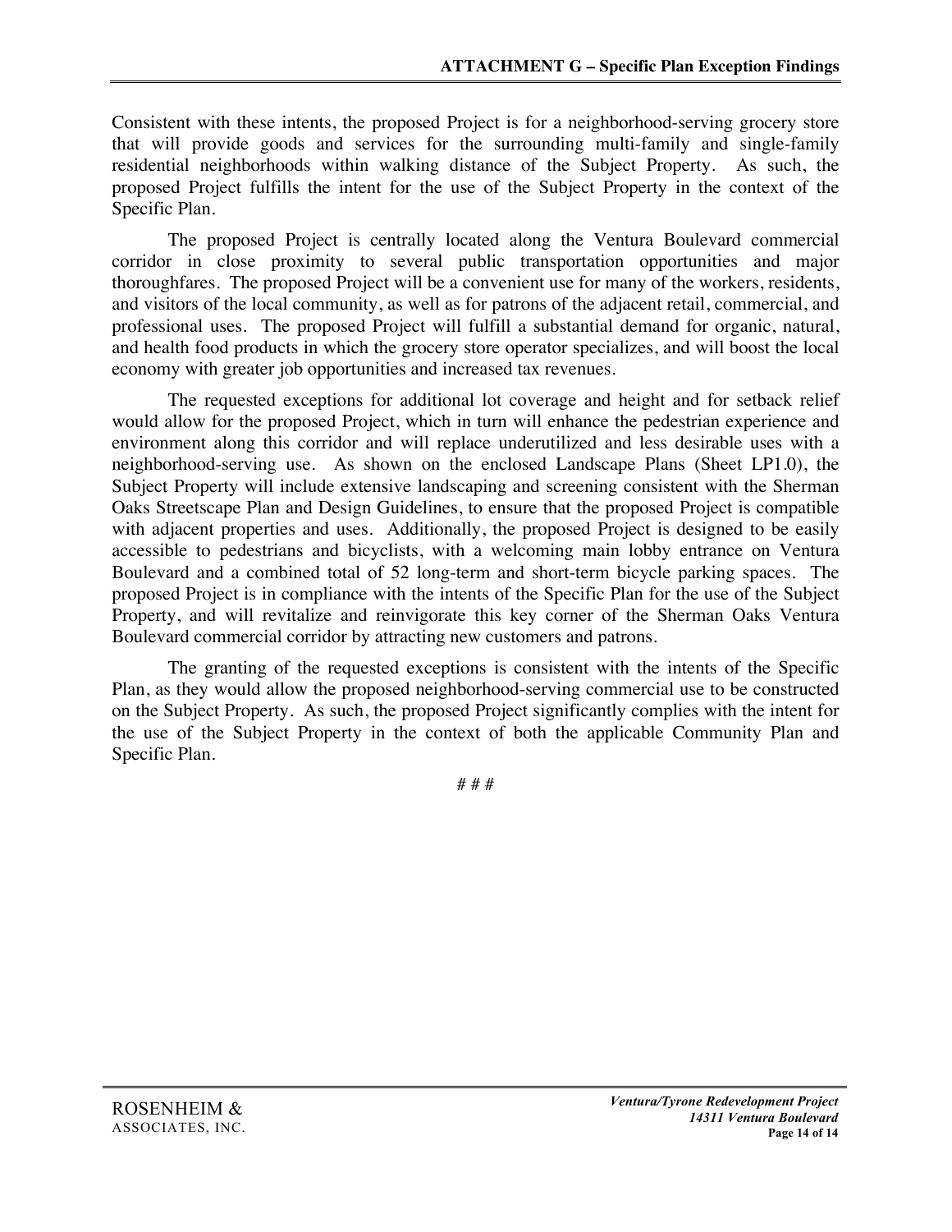Consistent with these intents, the proposed Project is for a neighborhood-serving grocery store that will provide goods and services for the surrounding multi-family and single-family residential neighborhoods within walking distance of the Subject Property. As such, the proposed Project fulfills the intent for the use of the Subject Property in the context of the Specific Plan.

The proposed Project is centrally located along the Ventura Boulevard commercial corridor in close proximity to several public transportation opportunities and major thoroughfares. The proposed Project will be a convenient use for many of the workers, residents, and visitors of the local community, as well as for patrons of the adjacent retail, commercial, and professional uses. The proposed Project will fulfill a substantial demand for organic, natural, and health food products in which the grocery store operator specializes, and will boost the local economy with greater job opportunities and increased tax revenues.

The requested exceptions for additional lot coverage and height and for setback relief would allow for the proposed Project, which in turn will enhance the pedestrian experience and environment along this corridor and will replace underutilized and less desirable uses with a neighborhood-serving use. As shown on the enclosed Landscape Plans (Sheet LP1.0), the Subject Property will include extensive landscaping and screening consistent with the Sherman Oaks Streetscape Plan and Design Guidelines, to ensure that the proposed Project is compatible with adjacent properties and uses. Additionally, the proposed Project is designed to be easily accessible to pedestrians and bicyclists, with a welcoming main lobby entrance on Ventura Boulevard and a combined total of 52 long-term and short-term bicycle parking spaces. The proposed Project is in compliance with the intents of the Specific Plan for the use of the Subject Property, and will revitalize and reinvigorate this key corner of the Sherman Oaks Ventura Boulevard commercial corridor by attracting new customers and patrons.

The granting of the requested exceptions is consistent with the intents of the Specific Plan, as they would allow the proposed neighborhood-serving commercial use to be constructed on the Subject Property. As such, the proposed Project significantly complies with the intent for the use of the Subject Property in the context of both the applicable Community Plan and Specific Plan.

# # #